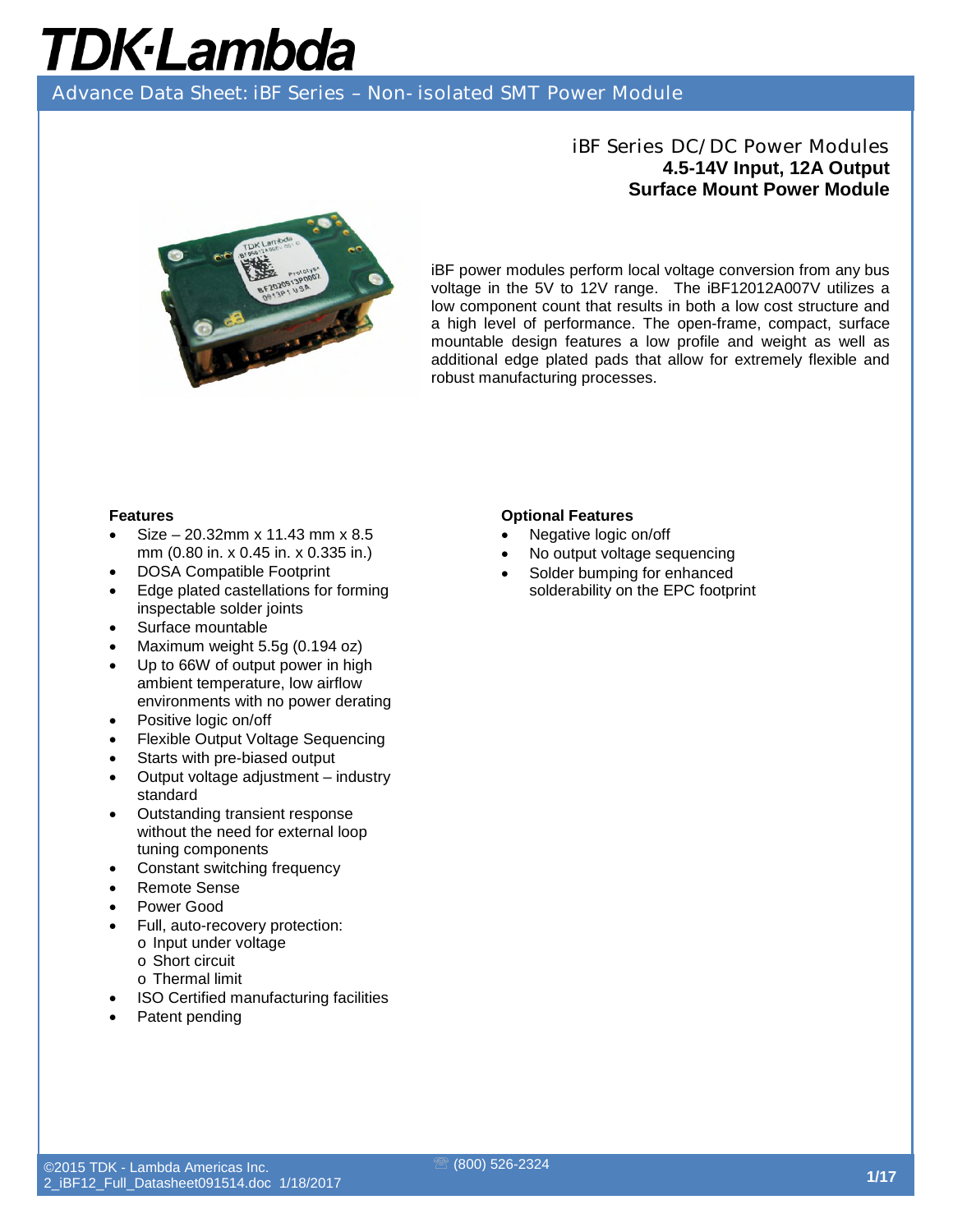# TDK·Lambda

## Advance Data Sheet: iBF Series – Non-isolated SMT Power Module

### iBF Series DC/DC Power Modules
**4.5-14V Input, 12A Output**
**Surface Mount Power Module**

iBF power modules perform local voltage conversion from any bus voltage in the 5V to 12V range. The iBF12012A007V utilizes a low component count that results in both a low cost structure and a high level of performance. The open-frame, compact, surface mountable design features a low profile and weight as well as additional edge plated pads that allow for extremely flexible and robust manufacturing processes.

**Features**

- Size – 20.32mm x 11.43 mm x 8.5 mm (0.80 in. x 0.45 in. x 0.335 in.)
- DOSA Compatible Footprint
- Edge plated castellations for forming inspectable solder joints
- Surface mountable
- Maximum weight 5.5g (0.194 oz)
- Up to 66W of output power in high ambient temperature, low airflow environments with no power derating
- Positive logic on/off
- Flexible Output Voltage Sequencing
- Starts with pre-biased output
- Output voltage adjustment – industry standard
- Outstanding transient response without the need for external loop tuning components
- Constant switching frequency
- Remote Sense
- Power Good
- Full, auto-recovery protection:
  - Input under voltage
  - Short circuit
  - Thermal limit
- ISO Certified manufacturing facilities
- Patent pending

**Optional Features**

- Negative logic on/off
- No output voltage sequencing
- Solder bumping for enhanced solderability on the EPC footprint

©2015 TDK - Lambda Americas Inc.
2_iBF12_Full_Datasheet091514.doc 1/18/2017
(800) 526-2324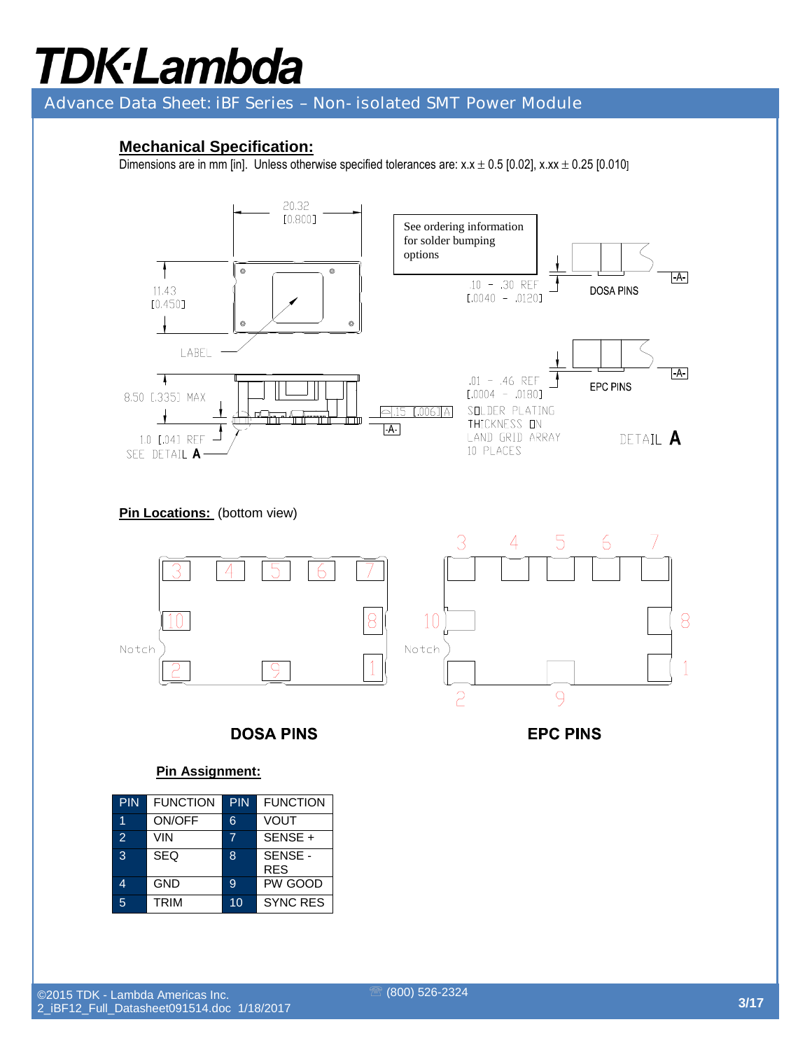## Mechanical Specification:

Dimensions are in mm [in]. Unless otherwise specified tolerances are: x.x ± 0.5 [0.02], x.xx ± 0.25 [0.010]

See ordering information for solder bumping options

20.32 [0.800]

11.43 [0.450]

LABEL

8.50 [.335] MAX

1.0 [.04] REF

SEE DETAIL **A**

.15 [.006] A

-A-

.10 – .30 REF [.0040 – .0120]

DOSA PINS

.01 – .46 REF [.0004 – .0180]

EPC PINS

SOLDER PLATING THICKNESS ON LAND GRID ARRAY 10 PLACES

DETAIL **A**

## Pin Locations: (bottom view)

Notch

**DOSA PINS**

**EPC PINS**

### Pin Assignment:

| PIN | FUNCTION | PIN | FUNCTION |
|---|---|---|---|
| 1 | ON/OFF | 6 | VOUT |
| 2 | VIN | 7 | SENSE + |
| 3 | SEQ | 8 | SENSE - RES |
| 4 | GND | 9 | PW GOOD |
| 5 | TRIM | 10 | SYNC RES |

©2015 TDK - Lambda Americas Inc.
2_iBF12_Full_Datasheet091514.doc 1/18/2017

(800) 526-2324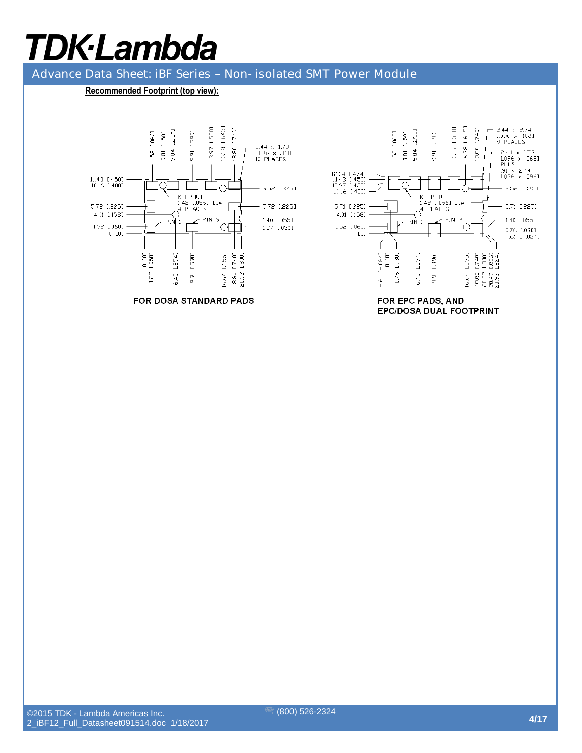**Recommended Footprint (top view):**

FOR DOSA STANDARD PADS

FOR EPC PADS, AND
EPC/DOSA DUAL FOOTPRINT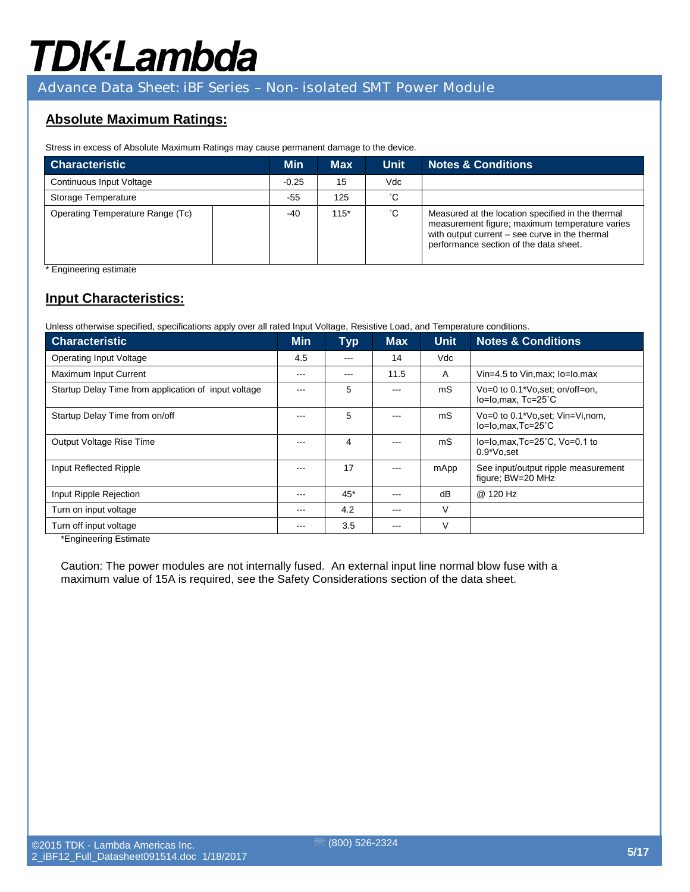## Absolute Maximum Ratings:

Stress in excess of Absolute Maximum Ratings may cause permanent damage to the device.

| Characteristic | Min | Max | Unit | Notes & Conditions |
|---|---|---|---|---|
| Continuous Input Voltage | -0.25 | 15 | Vdc | |
| Storage Temperature | -55 | 125 | ˚C | |
| Operating Temperature Range (Tc) | -40 | 115* | ˚C | Measured at the location specified in the thermal measurement figure; maximum temperature varies with output current – see curve in the thermal performance section of the data sheet. |

\* Engineering estimate

## Input Characteristics:

Unless otherwise specified, specifications apply over all rated Input Voltage, Resistive Load, and Temperature conditions.

| Characteristic | Min | Typ | Max | Unit | Notes & Conditions |
|---|---|---|---|---|---|
| Operating Input Voltage | 4.5 | --- | 14 | Vdc | |
| Maximum Input Current | --- | --- | 11.5 | A | Vin=4.5 to Vin,max; Io=Io,max |
| Startup Delay Time from application of input voltage | --- | 5 | --- | mS | Vo=0 to 0.1*Vo,set; on/off=on, Io=Io,max, Tc=25˚C |
| Startup Delay Time from on/off | --- | 5 | --- | mS | Vo=0 to 0.1*Vo,set; Vin=Vi,nom, Io=Io,max,Tc=25˚C |
| Output Voltage Rise Time | --- | 4 | --- | mS | Io=Io,max,Tc=25˚C, Vo=0.1 to 0.9*Vo,set |
| Input Reflected Ripple | --- | 17 | --- | mApp | See input/output ripple measurement figure; BW=20 MHz |
| Input Ripple Rejection | --- | 45* | --- | dB | @ 120 Hz |
| Turn on input voltage | --- | 4.2 | --- | V | |
| Turn off input voltage | --- | 3.5 | --- | V | |

*Engineering Estimate

Caution: The power modules are not internally fused. An external input line normal blow fuse with a maximum value of 15A is required, see the Safety Considerations section of the data sheet.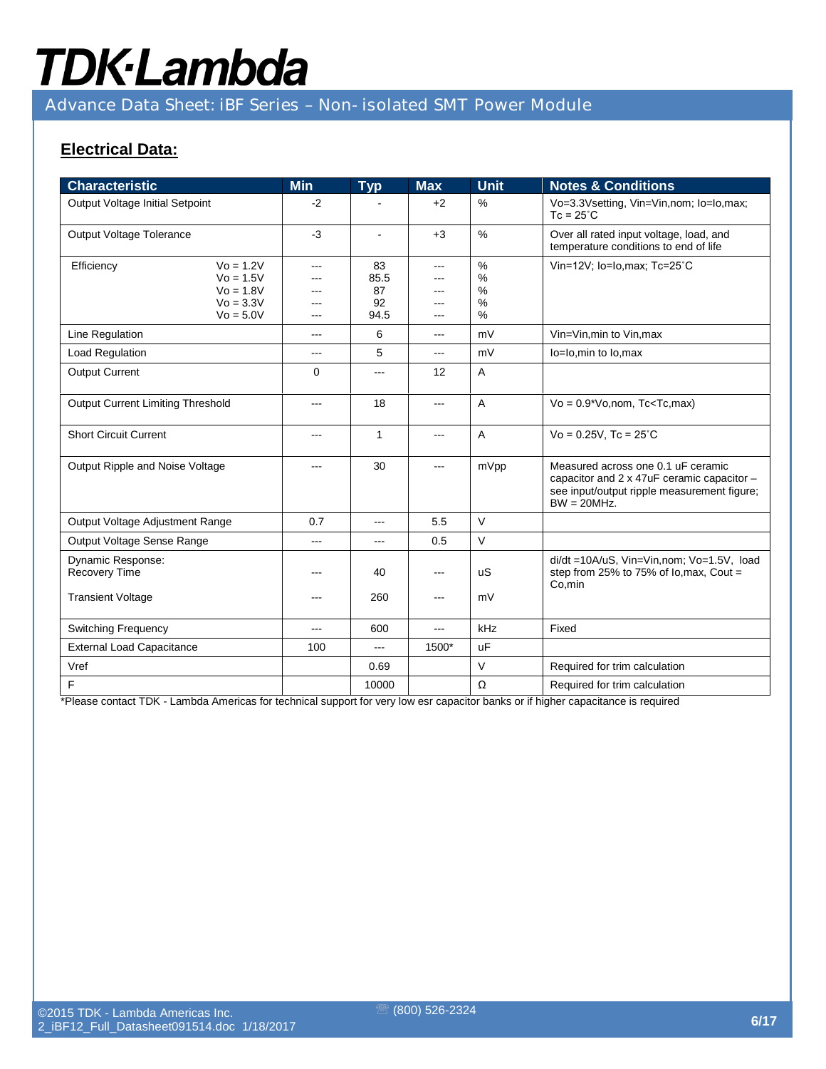## Electrical Data:

| Characteristic | Min | Typ | Max | Unit | Notes & Conditions |
|---|---|---|---|---|---|
| Output Voltage Initial Setpoint | -2 | - | +2 | % | Vo=3.3Vsetting, Vin=Vin,nom; Io=Io,max; Tc = 25˚C |
| Output Voltage Tolerance | -3 | - | +3 | % | Over all rated input voltage, load, and temperature conditions to end of life |
| Efficiency Vo = 1.2V | --- | 83 | --- | % | Vin=12V; Io=Io,max; Tc=25˚C |
| Vo = 1.5V | --- | 85.5 | --- | % | |
| Vo = 1.8V | --- | 87 | --- | % | |
| Vo = 3.3V | --- | 92 | --- | % | |
| Vo = 5.0V | --- | 94.5 | --- | % | |
| Line Regulation | --- | 6 | --- | mV | Vin=Vin,min to Vin,max |
| Load Regulation | --- | 5 | --- | mV | Io=Io,min to Io,max |
| Output Current | 0 | --- | 12 | A | |
| Output Current Limiting Threshold | --- | 18 | --- | A | Vo = 0.9*Vo,nom, Tc<Tc,max) |
| Short Circuit Current | --- | 1 | --- | A | Vo = 0.25V, Tc = 25˚C |
| Output Ripple and Noise Voltage | --- | 30 | --- | mVpp | Measured across one 0.1 uF ceramic capacitor and 2 x 47uF ceramic capacitor – see input/output ripple measurement figure; BW = 20MHz. |
| Output Voltage Adjustment Range | 0.7 | --- | 5.5 | V | |
| Output Voltage Sense Range | --- | --- | 0.5 | V | |
| Dynamic Response: Recovery Time | --- | 40 | --- | uS | di/dt =10A/uS, Vin=Vin,nom; Vo=1.5V, load step from 25% to 75% of Io,max, Cout = Co,min |
| Transient Voltage | --- | 260 | --- | mV | |
| Switching Frequency | --- | 600 | --- | kHz | Fixed |
| External Load Capacitance | 100 | --- | 1500* | uF | |
| Vref | | 0.69 | | V | Required for trim calculation |
| F | | 10000 | | Ω | Required for trim calculation |

*Please contact TDK - Lambda Americas for technical support for very low esr capacitor banks or if higher capacitance is required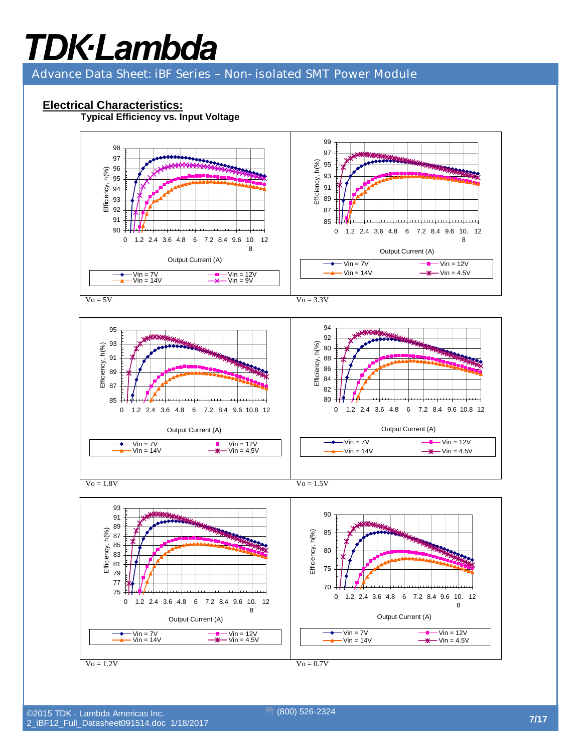## Electrical Characteristics:

### Typical Efficiency vs. Input Voltage

Vo = 5V

Vo = 3.3V

Vo = 1.8V

Vo = 1.5V

Vo = 1.2V

Vo = 0.7V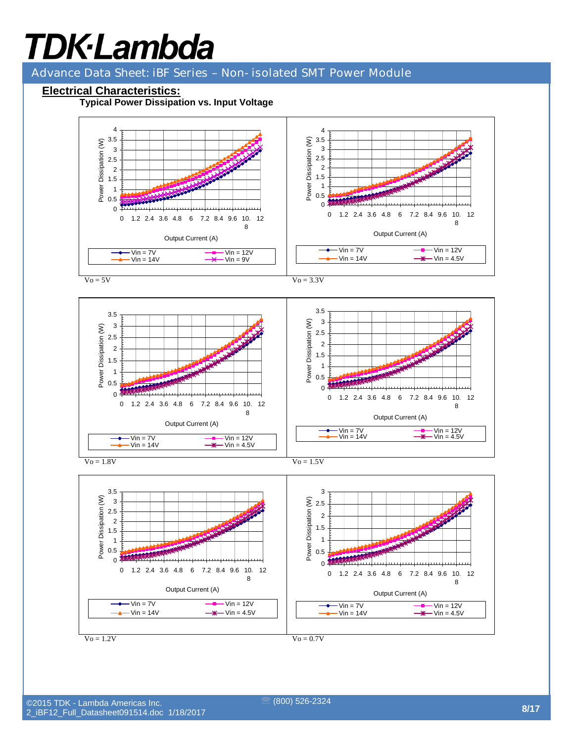## Electrical Characteristics:

### Typical Power Dissipation vs. Input Voltage

Vo = 5V

Vo = 3.3V

Vo = 1.8V

Vo = 1.5V

Vo = 1.2V

Vo = 0.7V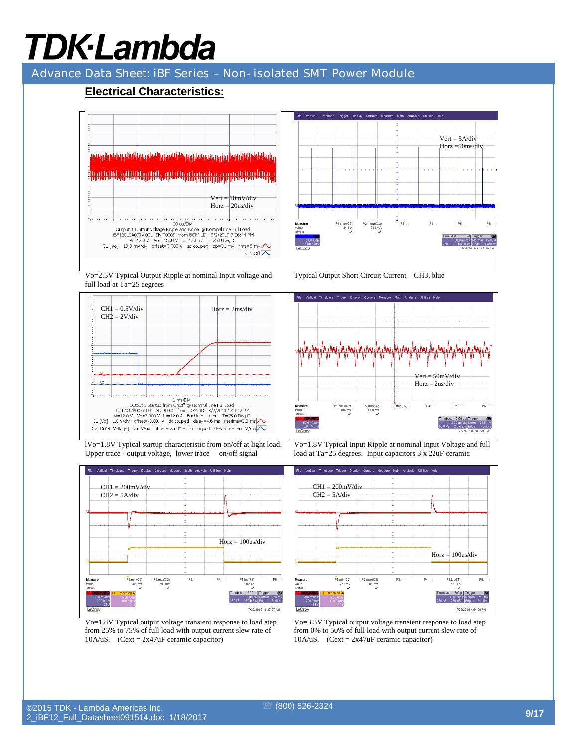## Electrical Characteristics:

Vert = 10mV/div
Horz = 20us/div

Vo=2.5V Typical Output Ripple at nominal Input voltage and full load at Ta=25 degrees

Vert = 5A/div
Horz =50ms/div

Typical Output Short Circuit Current – CH3, blue

CH1 = 0.5V/div
CH2 = 2V/div
Horz = 2ms/div

lVo=1.8V Typical startup characteristic from on/off at light load. Upper trace - output voltage, lower trace – on/off signal

Vert = 50mV/div
Horz = 2us/div

Vo=1.8V Typical Input Ripple at nominal Input Voltage and full load at Ta=25 degrees. Input capacitors 3 x 22uF ceramic

CH1 = 200mV/div
CH2 = 5A/div
Horz = 100us/div

Vo=1.8V Typical output voltage transient response to load step from 25% to 75% of full load with output current slew rate of 10A/uS. (Cext = 2x47uF ceramic capacitor)

CH1 = 200mV/div
CH2 = 5A/div
Horz = 100us/div

Vo=3.3V Typical output voltage transient response to load step from 0% to 50% of full load with output current slew rate of 10A/uS. (Cext = 2x47uF ceramic capacitor)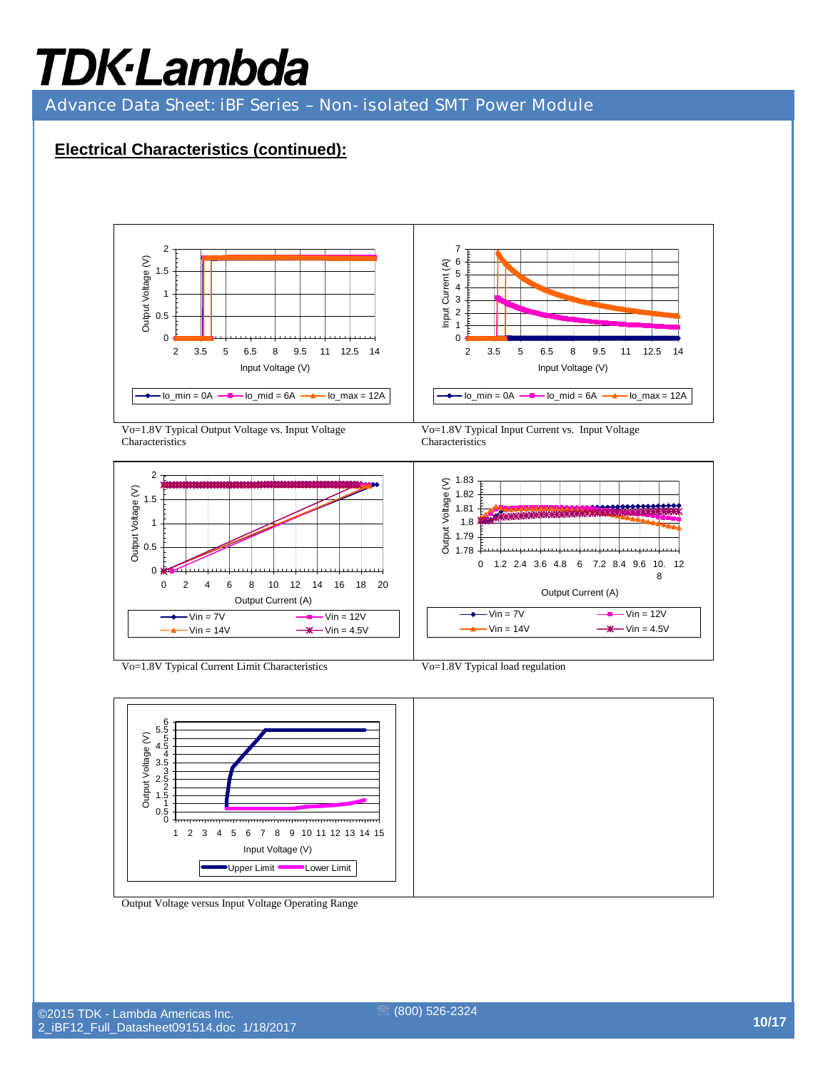## Electrical Characteristics (continued):

Vo=1.8V Typical Output Voltage vs. Input Voltage Characteristics

Vo=1.8V Typical Input Current vs. Input Voltage Characteristics

Vo=1.8V Typical Current Limit Characteristics

Vo=1.8V Typical load regulation

Output Voltage versus Input Voltage Operating Range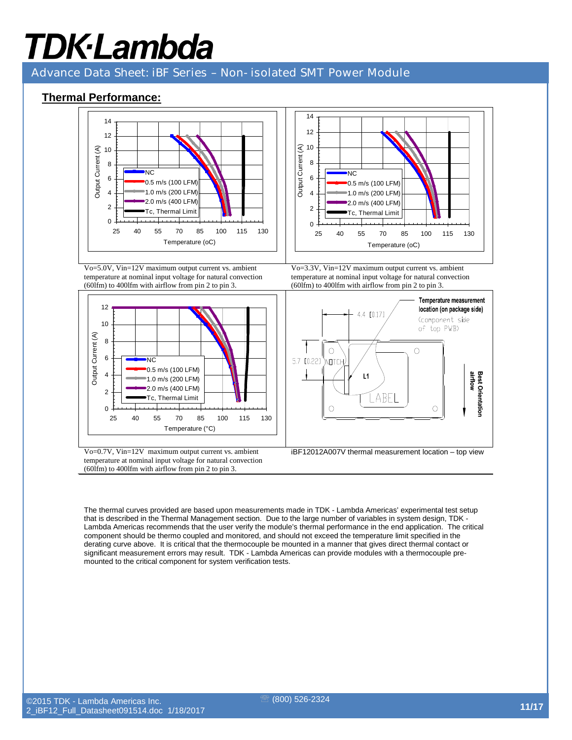## Thermal Performance:

Vo=5.0V, Vin=12V maximum output current vs. ambient temperature at nominal input voltage for natural convection (60lfm) to 400lfm with airflow from pin 2 to pin 3.

Vo=3.3V, Vin=12V maximum output current vs. ambient temperature at nominal input voltage for natural convection (60lfm) to 400lfm with airflow from pin 2 to pin 3.

Vo=0.7V, Vin=12V maximum output current vs. ambient temperature at nominal input voltage for natural convection (60lfm) to 400lfm with airflow from pin 2 to pin 3.

iBF12012A007V thermal measurement location – top view

The thermal curves provided are based upon measurements made in TDK - Lambda Americas' experimental test setup that is described in the Thermal Management section. Due to the large number of variables in system design, TDK - Lambda Americas recommends that the user verify the module's thermal performance in the end application. The critical component should be thermo coupled and monitored, and should not exceed the temperature limit specified in the derating curve above. It is critical that the thermocouple be mounted in a manner that gives direct thermal contact or significant measurement errors may result. TDK - Lambda Americas can provide modules with a thermocouple pre-mounted to the critical component for system verification tests.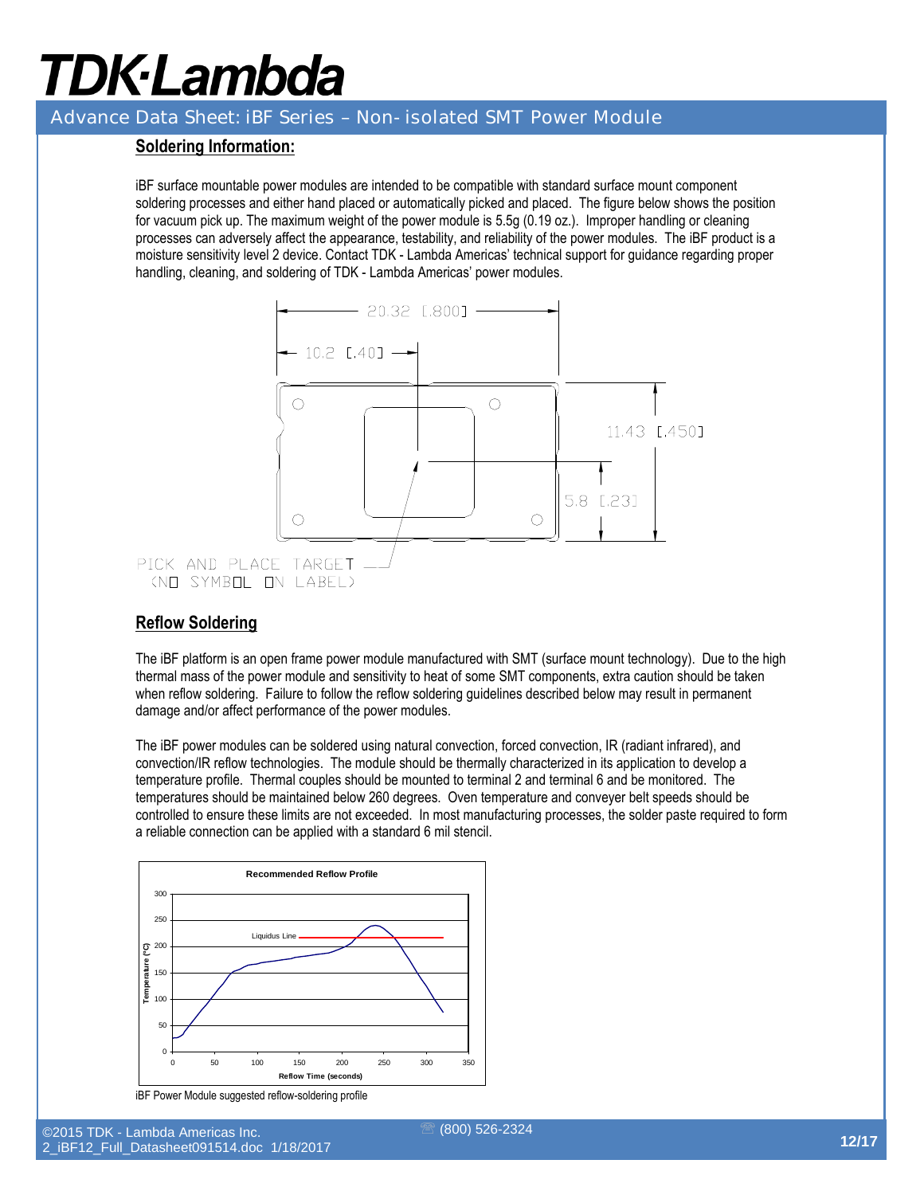## Soldering Information:

iBF surface mountable power modules are intended to be compatible with standard surface mount component soldering processes and either hand placed or automatically picked and placed. The figure below shows the position for vacuum pick up. The maximum weight of the power module is 5.5g (0.19 oz.). Improper handling or cleaning processes can adversely affect the appearance, testability, and reliability of the power modules. The iBF product is a moisture sensitivity level 2 device. Contact TDK - Lambda Americas' technical support for guidance regarding proper handling, cleaning, and soldering of TDK - Lambda Americas' power modules.

20.32 [.800]

10.2 [.40]

11.43 [.450]

5.8 [.23]

PICK AND PLACE TARGET
(NO SYMBOL ON LABEL)

## Reflow Soldering

The iBF platform is an open frame power module manufactured with SMT (surface mount technology). Due to the high thermal mass of the power module and sensitivity to heat of some SMT components, extra caution should be taken when reflow soldering. Failure to follow the reflow soldering guidelines described below may result in permanent damage and/or affect performance of the power modules.

The iBF power modules can be soldered using natural convection, forced convection, IR (radiant infrared), and convection/IR reflow technologies. The module should be thermally characterized in its application to develop a temperature profile. Thermal couples should be mounted to terminal 2 and terminal 6 and be monitored. The temperatures should be maintained below 260 degrees. Oven temperature and conveyer belt speeds should be controlled to ensure these limits are not exceeded. In most manufacturing processes, the solder paste required to form a reliable connection can be applied with a standard 6 mil stencil.

Recommended Reflow Profile

Liquidus Line

Temperature (°C)

Reflow Time (seconds)

iBF Power Module suggested reflow-soldering profile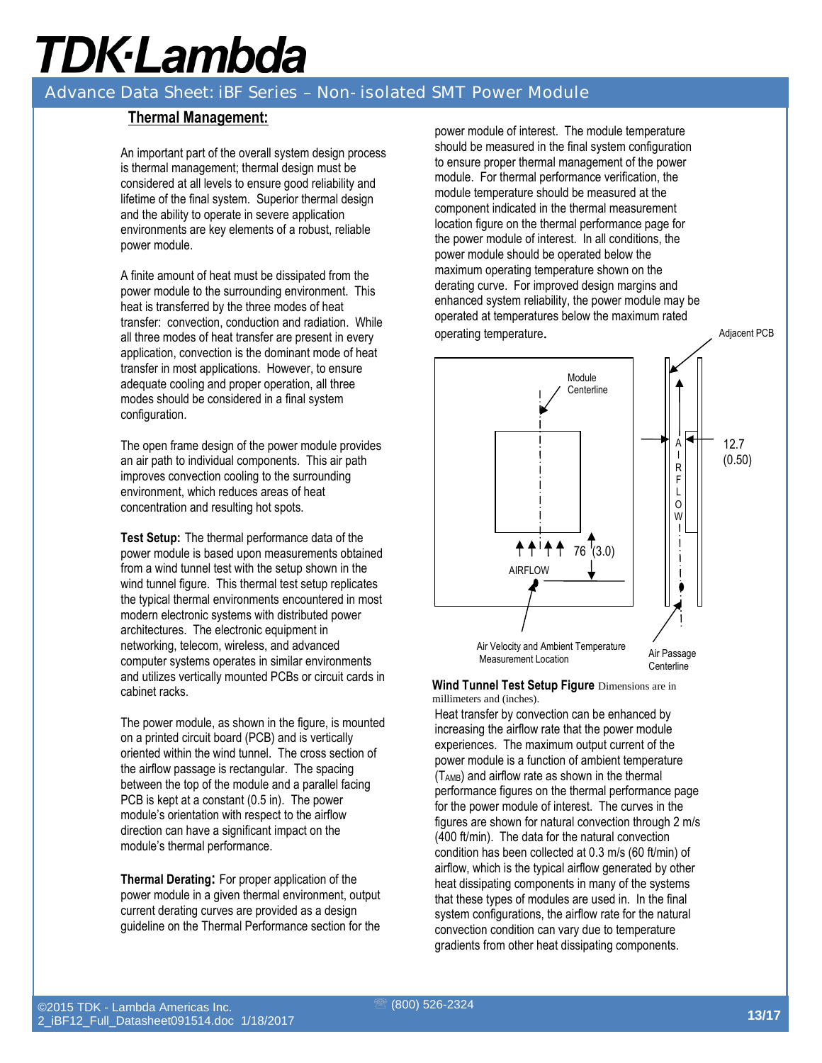## Thermal Management:

An important part of the overall system design process is thermal management; thermal design must be considered at all levels to ensure good reliability and lifetime of the final system. Superior thermal design and the ability to operate in severe application environments are key elements of a robust, reliable power module.

A finite amount of heat must be dissipated from the power module to the surrounding environment. This heat is transferred by the three modes of heat transfer: convection, conduction and radiation. While all three modes of heat transfer are present in every application, convection is the dominant mode of heat transfer in most applications. However, to ensure adequate cooling and proper operation, all three modes should be considered in a final system configuration.

The open frame design of the power module provides an air path to individual components. This air path improves convection cooling to the surrounding environment, which reduces areas of heat concentration and resulting hot spots.

**Test Setup:** The thermal performance data of the power module is based upon measurements obtained from a wind tunnel test with the setup shown in the wind tunnel figure. This thermal test setup replicates the typical thermal environments encountered in most modern electronic systems with distributed power architectures. The electronic equipment in networking, telecom, wireless, and advanced computer systems operates in similar environments and utilizes vertically mounted PCBs or circuit cards in cabinet racks.

The power module, as shown in the figure, is mounted on a printed circuit board (PCB) and is vertically oriented within the wind tunnel. The cross section of the airflow passage is rectangular. The spacing between the top of the module and a parallel facing PCB is kept at a constant (0.5 in). The power module's orientation with respect to the airflow direction can have a significant impact on the module's thermal performance.

**Thermal Derating:** For proper application of the power module in a given thermal environment, output current derating curves are provided as a design guideline on the Thermal Performance section for the power module of interest. The module temperature should be measured in the final system configuration to ensure proper thermal management of the power module. For thermal performance verification, the module temperature should be measured at the component indicated in the thermal measurement location figure on the thermal performance page for the power module of interest. In all conditions, the power module should be operated below the maximum operating temperature shown on the derating curve. For improved design margins and enhanced system reliability, the power module may be operated at temperatures below the maximum rated operating temperature.

Adjacent PCB

Module Centerline

AIRFLOW

76 (3.0)

12.7 (0.50)

Air Velocity and Ambient Temperature Measurement Location

Air Passage Centerline

**Wind Tunnel Test Setup Figure** Dimensions are in millimeters and (inches).

Heat transfer by convection can be enhanced by increasing the airflow rate that the power module experiences. The maximum output current of the power module is a function of ambient temperature ($T_{AMB}$) and airflow rate as shown in the thermal performance figures on the thermal performance page for the power module of interest. The curves in the figures are shown for natural convection through 2 m/s (400 ft/min). The data for the natural convection condition has been collected at 0.3 m/s (60 ft/min) of airflow, which is the typical airflow generated by other heat dissipating components in many of the systems that these types of modules are used in. In the final system configurations, the airflow rate for the natural convection condition can vary due to temperature gradients from other heat dissipating components.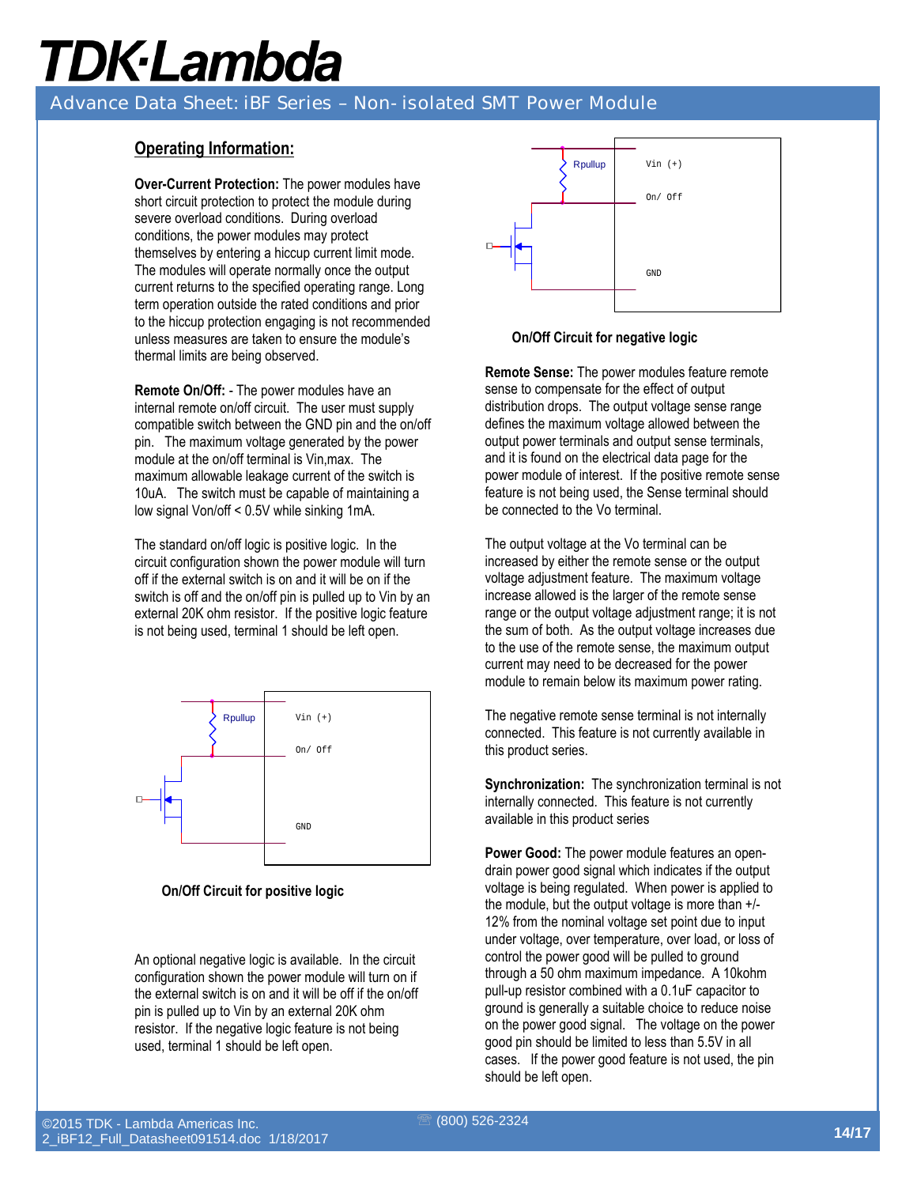## Operating Information:

**Over-Current Protection:** The power modules have short circuit protection to protect the module during severe overload conditions. During overload conditions, the power modules may protect themselves by entering a hiccup current limit mode. The modules will operate normally once the output current returns to the specified operating range. Long term operation outside the rated conditions and prior to the hiccup protection engaging is not recommended unless measures are taken to ensure the module's thermal limits are being observed.

**Remote On/Off:** - The power modules have an internal remote on/off circuit. The user must supply compatible switch between the GND pin and the on/off pin. The maximum voltage generated by the power module at the on/off terminal is Vin,max. The maximum allowable leakage current of the switch is 10uA. The switch must be capable of maintaining a low signal Von/off < 0.5V while sinking 1mA.

The standard on/off logic is positive logic. In the circuit configuration shown the power module will turn off if the external switch is on and it will be on if the switch is off and the on/off pin is pulled up to Vin by an external 20K ohm resistor. If the positive logic feature is not being used, terminal 1 should be left open.

Rpullup

Vin (+)

On/ Off

GND

**On/Off Circuit for positive logic**

An optional negative logic is available. In the circuit configuration shown the power module will turn on if the external switch is on and it will be off if the on/off pin is pulled up to Vin by an external 20K ohm resistor. If the negative logic feature is not being used, terminal 1 should be left open.

Rpullup

Vin (+)

On/ Off

GND

**On/Off Circuit for negative logic**

**Remote Sense:** The power modules feature remote sense to compensate for the effect of output distribution drops. The output voltage sense range defines the maximum voltage allowed between the output power terminals and output sense terminals, and it is found on the electrical data page for the power module of interest. If the positive remote sense feature is not being used, the Sense terminal should be connected to the Vo terminal.

The output voltage at the Vo terminal can be increased by either the remote sense or the output voltage adjustment feature. The maximum voltage increase allowed is the larger of the remote sense range or the output voltage adjustment range; it is not the sum of both. As the output voltage increases due to the use of the remote sense, the maximum output current may need to be decreased for the power module to remain below its maximum power rating.

The negative remote sense terminal is not internally connected. This feature is not currently available in this product series.

**Synchronization:** The synchronization terminal is not internally connected. This feature is not currently available in this product series

**Power Good:** The power module features an open-drain power good signal which indicates if the output voltage is being regulated. When power is applied to the module, but the output voltage is more than +/-12% from the nominal voltage set point due to input under voltage, over temperature, over load, or loss of control the power good will be pulled to ground through a 50 ohm maximum impedance. A 10kohm pull-up resistor combined with a 0.1uF capacitor to ground is generally a suitable choice to reduce noise on the power good signal. The voltage on the power good pin should be limited to less than 5.5V in all cases. If the power good feature is not used, the pin should be left open.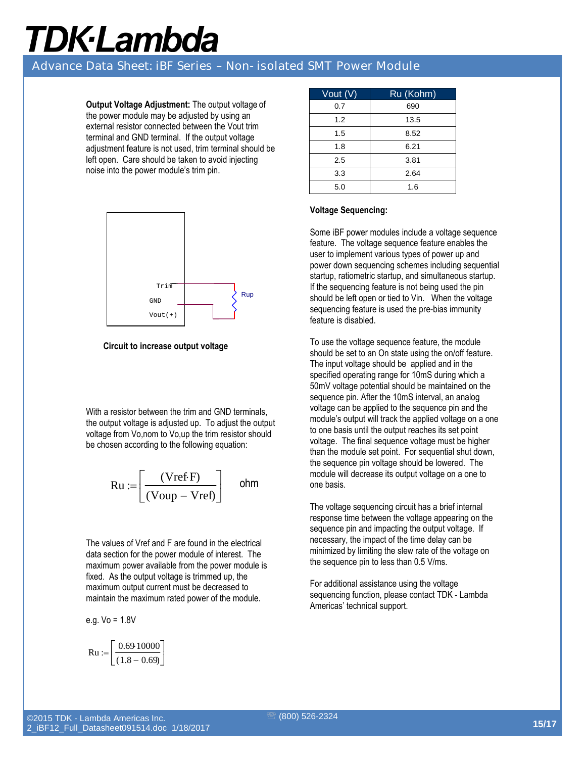**Output Voltage Adjustment:** The output voltage of the power module may be adjusted by using an external resistor connected between the Vout trim terminal and GND terminal. If the output voltage adjustment feature is not used, trim terminal should be left open. Care should be taken to avoid injecting noise into the power module's trim pin.

Trim

GND

Vout(+)

Rup

**Circuit to increase output voltage**

With a resistor between the trim and GND terminals, the output voltage is adjusted up. To adjust the output voltage from Vo,nom to Vo,up the trim resistor should be chosen according to the following equation:

$$Ru := \left[\frac{(Vref \cdot F)}{(Voup - Vref)}\right] \quad \text{ohm}$$

The values of Vref and F are found in the electrical data section for the power module of interest. The maximum power available from the power module is fixed. As the output voltage is trimmed up, the maximum output current must be decreased to maintain the maximum rated power of the module.

e.g. Vo = 1.8V

$$Ru := \left[\frac{0.69 \cdot 10000}{(1.8 - 0.69)}\right]$$

| Vout (V) | Ru (Kohm) |
|---|---|
| 0.7 | 690 |
| 1.2 | 13.5 |
| 1.5 | 8.52 |
| 1.8 | 6.21 |
| 2.5 | 3.81 |
| 3.3 | 2.64 |
| 5.0 | 1.6 |

**Voltage Sequencing:**

Some iBF power modules include a voltage sequence feature. The voltage sequence feature enables the user to implement various types of power up and power down sequencing schemes including sequential startup, ratiometric startup, and simultaneous startup. If the sequencing feature is not being used the pin should be left open or tied to Vin. When the voltage sequencing feature is used the pre-bias immunity feature is disabled.

To use the voltage sequence feature, the module should be set to an On state using the on/off feature. The input voltage should be applied and in the specified operating range for 10mS during which a 50mV voltage potential should be maintained on the sequence pin. After the 10mS interval, an analog voltage can be applied to the sequence pin and the module's output will track the applied voltage on a one to one basis until the output reaches its set point voltage. The final sequence voltage must be higher than the module set point. For sequential shut down, the sequence pin voltage should be lowered. The module will decrease its output voltage on a one to one basis.

The voltage sequencing circuit has a brief internal response time between the voltage appearing on the sequence pin and impacting the output voltage. If necessary, the impact of the time delay can be minimized by limiting the slew rate of the voltage on the sequence pin to less than 0.5 V/ms.

For additional assistance using the voltage sequencing function, please contact TDK - Lambda Americas' technical support.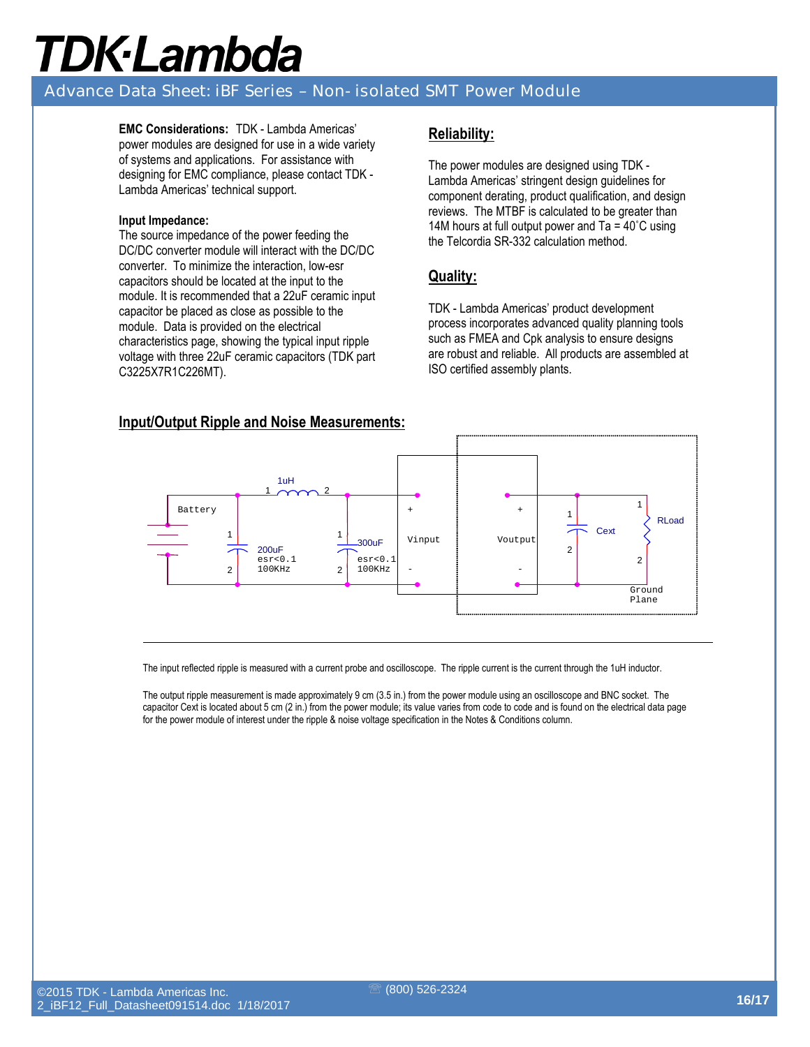**EMC Considerations:** TDK - Lambda Americas' power modules are designed for use in a wide variety of systems and applications. For assistance with designing for EMC compliance, please contact TDK - Lambda Americas' technical support.

**Input Impedance:**
The source impedance of the power feeding the DC/DC converter module will interact with the DC/DC converter. To minimize the interaction, low-esr capacitors should be located at the input to the module. It is recommended that a 22uF ceramic input capacitor be placed as close as possible to the module. Data is provided on the electrical characteristics page, showing the typical input ripple voltage with three 22uF ceramic capacitors (TDK part C3225X7R1C226MT).

## Reliability:

The power modules are designed using TDK - Lambda Americas' stringent design guidelines for component derating, product qualification, and design reviews. The MTBF is calculated to be greater than 14M hours at full output power and Ta = 40˚C using the Telcordia SR-332 calculation method.

## Quality:

TDK - Lambda Americas' product development process incorporates advanced quality planning tools such as FMEA and Cpk analysis to ensure designs are robust and reliable. All products are assembled at ISO certified assembly plants.

## Input/Output Ripple and Noise Measurements:

Battery, 1uH, 200uF esr<0.1 100KHz, 300uF esr<0.1 100KHz, Vinput, Voutput, Cext, RLoad, Ground Plane

The input reflected ripple is measured with a current probe and oscilloscope. The ripple current is the current through the 1uH inductor.

The output ripple measurement is made approximately 9 cm (3.5 in.) from the power module using an oscilloscope and BNC socket. The capacitor Cext is located about 5 cm (2 in.) from the power module; its value varies from code to code and is found on the electrical data page for the power module of interest under the ripple & noise voltage specification in the Notes & Conditions column.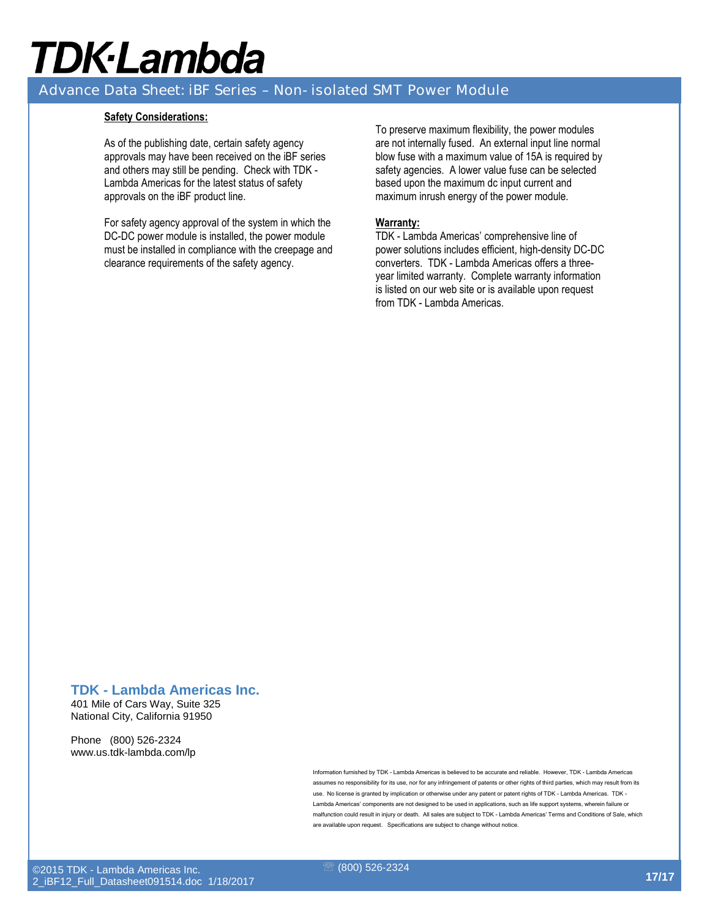**Safety Considerations:**

As of the publishing date, certain safety agency approvals may have been received on the iBF series and others may still be pending. Check with TDK - Lambda Americas for the latest status of safety approvals on the iBF product line.

For safety agency approval of the system in which the DC-DC power module is installed, the power module must be installed in compliance with the creepage and clearance requirements of the safety agency.

To preserve maximum flexibility, the power modules are not internally fused. An external input line normal blow fuse with a maximum value of 15A is required by safety agencies. A lower value fuse can be selected based upon the maximum dc input current and maximum inrush energy of the power module.

**Warranty:**

TDK - Lambda Americas' comprehensive line of power solutions includes efficient, high-density DC-DC converters. TDK - Lambda Americas offers a three-year limited warranty. Complete warranty information is listed on our web site or is available upon request from TDK - Lambda Americas.

**TDK - Lambda Americas Inc.**
401 Mile of Cars Way, Suite 325
National City, California 91950

Phone (800) 526-2324
www.us.tdk-lambda.com/lp

Information furnished by TDK - Lambda Americas is believed to be accurate and reliable. However, TDK - Lambda Americas assumes no responsibility for its use, nor for any infringement of patents or other rights of third parties, which may result from its use. No license is granted by implication or otherwise under any patent or patent rights of TDK - Lambda Americas. TDK - Lambda Americas' components are not designed to be used in applications, such as life support systems, wherein failure or malfunction could result in injury or death. All sales are subject to TDK - Lambda Americas' Terms and Conditions of Sale, which are available upon request. Specifications are subject to change without notice.